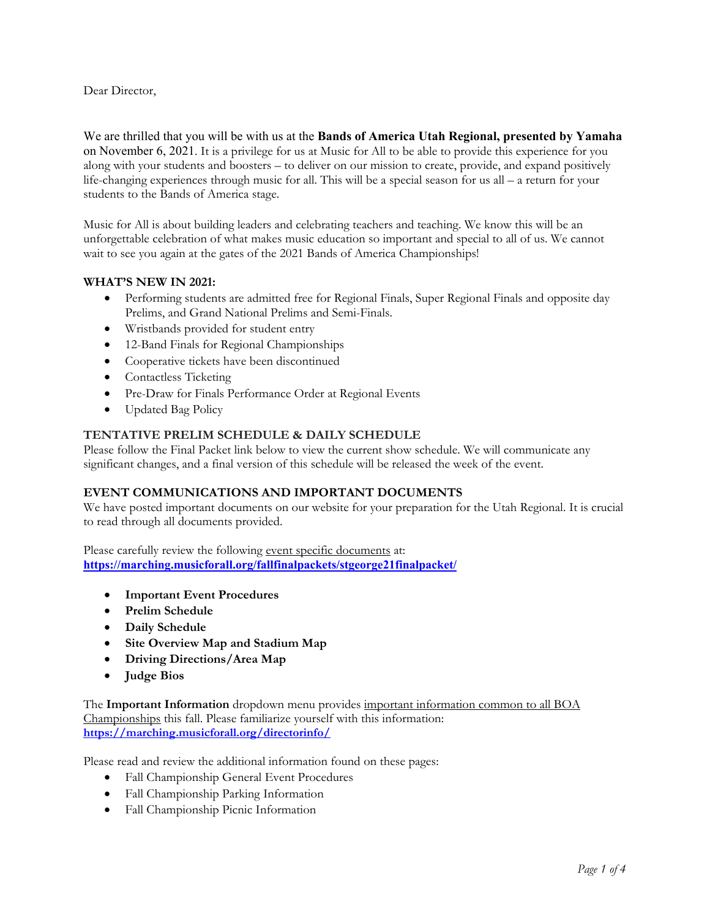Dear Director,

We are thrilled that you will be with us at the **Bands of America Utah Regional, presented by Yamaha** on November 6, 2021. It is a privilege for us at Music for All to be able to provide this experience for you along with your students and boosters – to deliver on our mission to create, provide, and expand positively life-changing experiences through music for all. This will be a special season for us all – a return for your students to the Bands of America stage.

Music for All is about building leaders and celebrating teachers and teaching. We know this will be an unforgettable celebration of what makes music education so important and special to all of us. We cannot wait to see you again at the gates of the 2021 Bands of America Championships!

**WHAT'S NEW IN 2021:**

- Performing students are admitted free for Regional Finals, Super Regional Finals and opposite day Prelims, and Grand National Prelims and Semi-Finals.
- Wristbands provided for student entry
- 12-Band Finals for Regional Championships
- Cooperative tickets have been discontinued
- Contactless Ticketing
- Pre-Draw for Finals Performance Order at Regional Events
- Updated Bag Policy

**TENTATIVE PRELIM SCHEDULE & DAILY SCHEDULE**

Please follow the Final Packet link below to view the current show schedule. We will communicate any significant changes, and a final version of this schedule will be released the week of the event.

**EVENT COMMUNICATIONS AND IMPORTANT DOCUMENTS**

We have posted important documents on our website for your preparation for the Utah Regional. It is crucial to read through all documents provided.

Please carefully review the following event specific documents at:
**https://marching.musicforall.org/fallfinalpackets/stgeorge21finalpacket/**

- **Important Event Procedures**
- **Prelim Schedule**
- **Daily Schedule**
- **Site Overview Map and Stadium Map**
- **Driving Directions/Area Map**
- **Judge Bios**

The **Important Information** dropdown menu provides important information common to all BOA Championships this fall. Please familiarize yourself with this information:
**https://marching.musicforall.org/directorinfo/**

Please read and review the additional information found on these pages:

- Fall Championship General Event Procedures
- Fall Championship Parking Information
- Fall Championship Picnic Information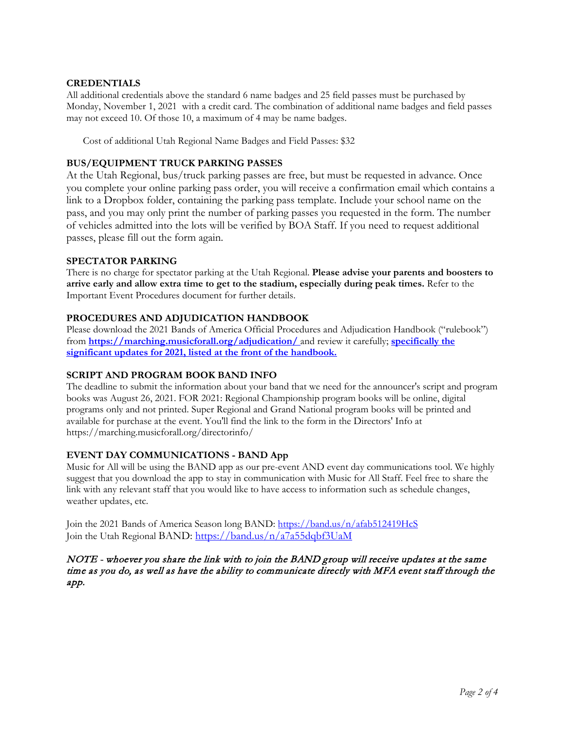## CREDENTIALS

All additional credentials above the standard 6 name badges and 25 field passes must be purchased by Monday, November 1, 2021 with a credit card. The combination of additional name badges and field passes may not exceed 10. Of those 10, a maximum of 4 may be name badges.

Cost of additional Utah Regional Name Badges and Field Passes: $32

## BUS/EQUIPMENT TRUCK PARKING PASSES

At the Utah Regional, bus/truck parking passes are free, but must be requested in advance. Once you complete your online parking pass order, you will receive a confirmation email which contains a link to a Dropbox folder, containing the parking pass template. Include your school name on the pass, and you may only print the number of parking passes you requested in the form. The number of vehicles admitted into the lots will be verified by BOA Staff. If you need to request additional passes, please fill out the form again.

## SPECTATOR PARKING

There is no charge for spectator parking at the Utah Regional. **Please advise your parents and boosters to arrive early and allow extra time to get to the stadium, especially during peak times.** Refer to the Important Event Procedures document for further details.

## PROCEDURES AND ADJUDICATION HANDBOOK

Please download the 2021 Bands of America Official Procedures and Adjudication Handbook ("rulebook") from **[https://marching.musicforall.org/adjudication/](https://marching.musicforall.org/adjudication/)** and review it carefully; **specifically the significant updates for 2021, listed at the front of the handbook.**

## SCRIPT AND PROGRAM BOOK BAND INFO

The deadline to submit the information about your band that we need for the announcer's script and program books was August 26, 2021. FOR 2021: Regional Championship program books will be online, digital programs only and not printed. Super Regional and Grand National program books will be printed and available for purchase at the event. You'll find the link to the form in the Directors' Info at https://marching.musicforall.org/directorinfo/

## EVENT DAY COMMUNICATIONS - BAND App

Music for All will be using the BAND app as our pre-event AND event day communications tool. We highly suggest that you download the app to stay in communication with Music for All Staff. Feel free to share the link with any relevant staff that you would like to have access to information such as schedule changes, weather updates, etc.

Join the 2021 Bands of America Season long BAND: [https://band.us/n/afab512419HcS](https://band.us/n/afab512419HcS)
Join the Utah Regional BAND: [https://band.us/n/a7a55dqbf3UaM](https://band.us/n/a7a55dqbf3UaM)

*NOTE - whoever you share the link with to join the BAND group will receive updates at the same time as you do, as well as have the ability to communicate directly with MFA event staff through the app.*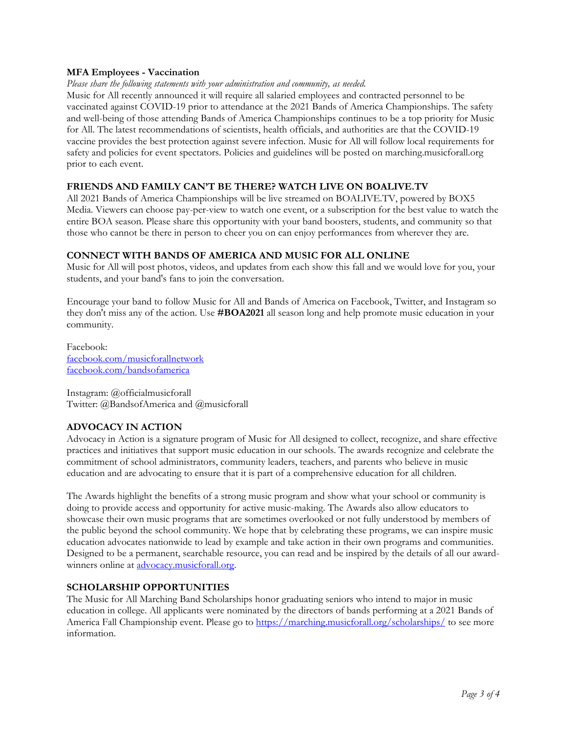### MFA Employees - Vaccination

*Please share the following statements with your administration and community, as needed.*

Music for All recently announced it will require all salaried employees and contracted personnel to be vaccinated against COVID-19 prior to attendance at the 2021 Bands of America Championships. The safety and well-being of those attending Bands of America Championships continues to be a top priority for Music for All. The latest recommendations of scientists, health officials, and authorities are that the COVID-19 vaccine provides the best protection against severe infection. Music for All will follow local requirements for safety and policies for event spectators. Policies and guidelines will be posted on marching.musicforall.org prior to each event.

### FRIENDS AND FAMILY CAN'T BE THERE? WATCH LIVE ON BOALIVE.TV

All 2021 Bands of America Championships will be live streamed on BOALIVE.TV, powered by BOX5 Media. Viewers can choose pay-per-view to watch one event, or a subscription for the best value to watch the entire BOA season. Please share this opportunity with your band boosters, students, and community so that those who cannot be there in person to cheer you on can enjoy performances from wherever they are.

### CONNECT WITH BANDS OF AMERICA AND MUSIC FOR ALL ONLINE

Music for All will post photos, videos, and updates from each show this fall and we would love for you, your students, and your band's fans to join the conversation.

Encourage your band to follow Music for All and Bands of America on Facebook, Twitter, and Instagram so they don't miss any of the action. Use **#BOA2021** all season long and help promote music education in your community.

Facebook:
[facebook.com/musicforallnetwork](facebook.com/musicforallnetwork)
[facebook.com/bandsofamerica](facebook.com/bandsofamerica)

Instagram: @officialmusicforall
Twitter: @BandsofAmerica and @musicforall

### ADVOCACY IN ACTION

Advocacy in Action is a signature program of Music for All designed to collect, recognize, and share effective practices and initiatives that support music education in our schools. The awards recognize and celebrate the commitment of school administrators, community leaders, teachers, and parents who believe in music education and are advocating to ensure that it is part of a comprehensive education for all children.

The Awards highlight the benefits of a strong music program and show what your school or community is doing to provide access and opportunity for active music-making. The Awards also allow educators to showcase their own music programs that are sometimes overlooked or not fully understood by members of the public beyond the school community. We hope that by celebrating these programs, we can inspire music education advocates nationwide to lead by example and take action in their own programs and communities. Designed to be a permanent, searchable resource, you can read and be inspired by the details of all our award-winners online at [advocacy.musicforall.org](advocacy.musicforall.org).

### SCHOLARSHIP OPPORTUNITIES

The Music for All Marching Band Scholarships honor graduating seniors who intend to major in music education in college. All applicants were nominated by the directors of bands performing at a 2021 Bands of America Fall Championship event. Please go to [https://marching.musicforall.org/scholarships/](https://marching.musicforall.org/scholarships/) to see more information.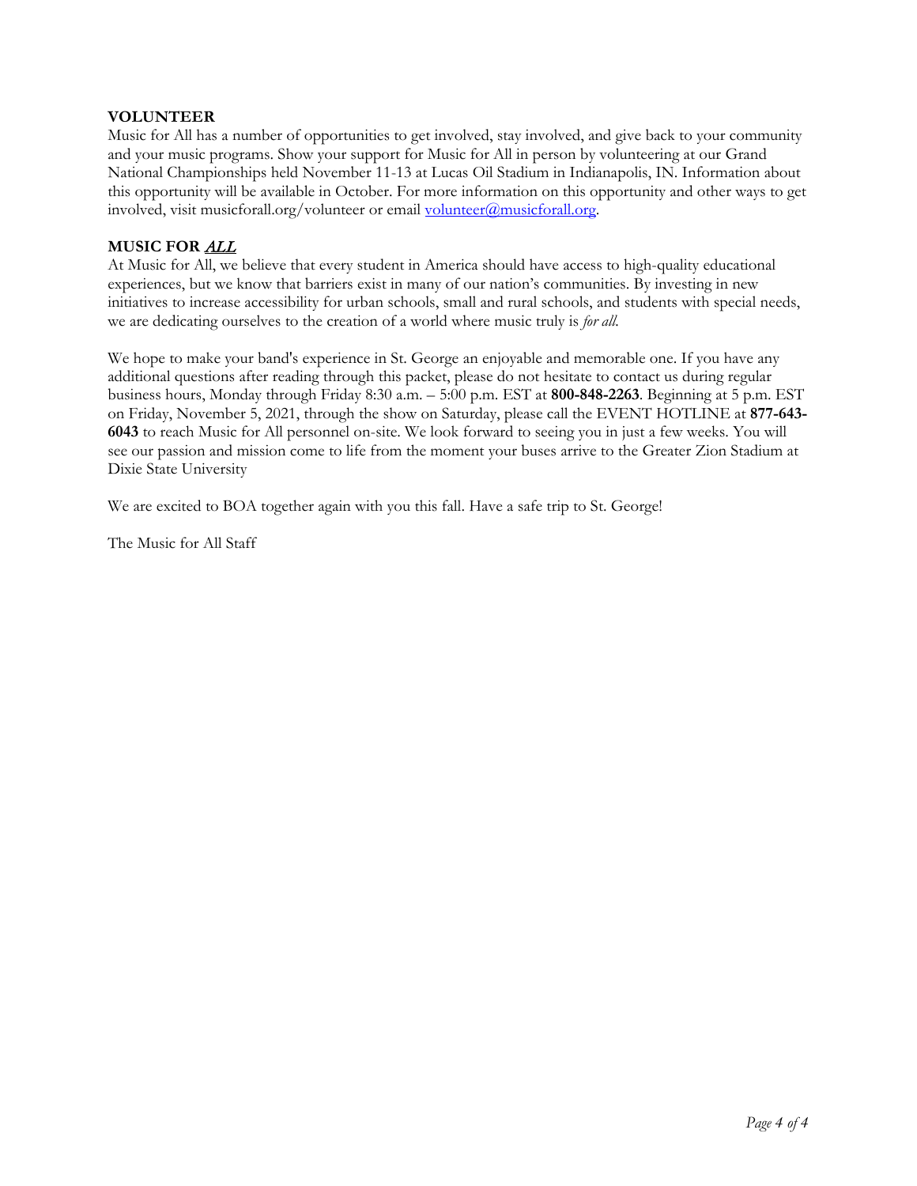## VOLUNTEER

Music for All has a number of opportunities to get involved, stay involved, and give back to your community and your music programs. Show your support for Music for All in person by volunteering at our Grand National Championships held November 11-13 at Lucas Oil Stadium in Indianapolis, IN. Information about this opportunity will be available in October. For more information on this opportunity and other ways to get involved, visit musicforall.org/volunteer or email volunteer@musicforall.org.

## MUSIC FOR *ALL*

At Music for All, we believe that every student in America should have access to high-quality educational experiences, but we know that barriers exist in many of our nation's communities. By investing in new initiatives to increase accessibility for urban schools, small and rural schools, and students with special needs, we are dedicating ourselves to the creation of a world where music truly is *for all.*

We hope to make your band's experience in St. George an enjoyable and memorable one. If you have any additional questions after reading through this packet, please do not hesitate to contact us during regular business hours, Monday through Friday 8:30 a.m. – 5:00 p.m. EST at **800-848-2263**. Beginning at 5 p.m. EST on Friday, November 5, 2021, through the show on Saturday, please call the EVENT HOTLINE at **877-643-6043** to reach Music for All personnel on-site. We look forward to seeing you in just a few weeks. You will see our passion and mission come to life from the moment your buses arrive to the Greater Zion Stadium at Dixie State University

We are excited to BOA together again with you this fall. Have a safe trip to St. George!

The Music for All Staff